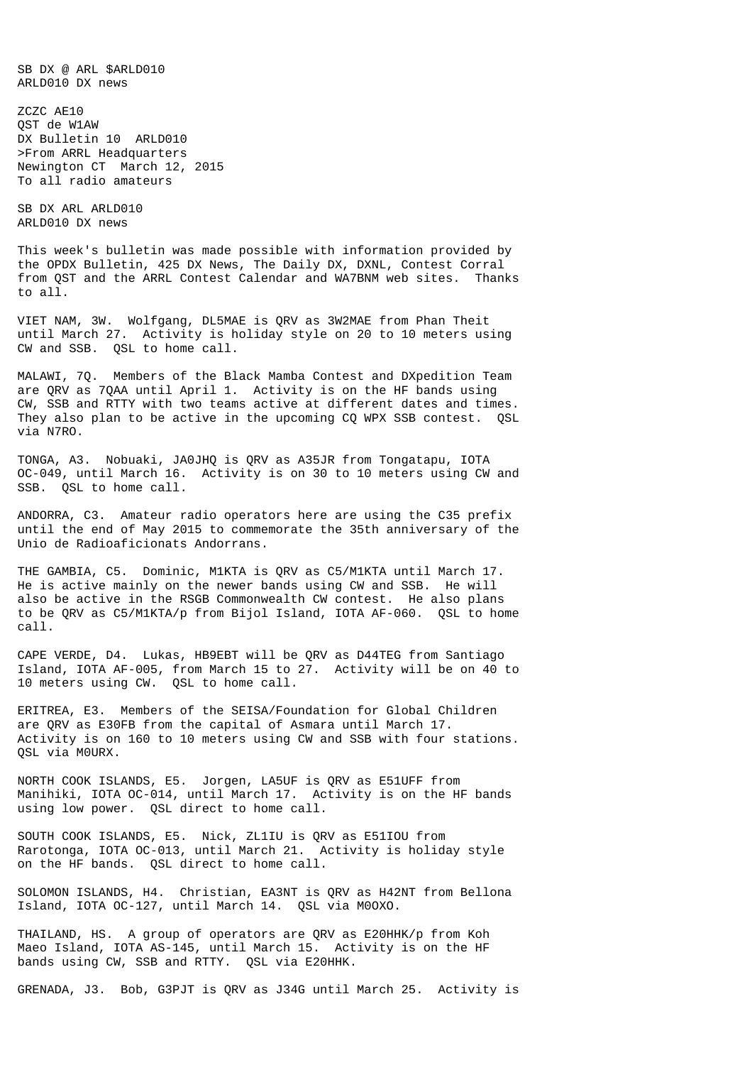SB DX @ ARL $ARLD010
ARLD010 DX news

ZCZC AE10
QST de W1AW
DX Bulletin 10 ARLD010
>From ARRL Headquarters
Newington CT March 12, 2015
To all radio amateurs

SB DX ARL ARLD010
ARLD010 DX news

This week's bulletin was made possible with information provided by the OPDX Bulletin, 425 DX News, The Daily DX, DXNL, Contest Corral from QST and the ARRL Contest Calendar and WA7BNM web sites. Thanks to all.

VIET NAM, 3W. Wolfgang, DL5MAE is QRV as 3W2MAE from Phan Theit until March 27. Activity is holiday style on 20 to 10 meters using CW and SSB. QSL to home call.

MALAWI, 7Q. Members of the Black Mamba Contest and DXpedition Team are QRV as 7QAA until April 1. Activity is on the HF bands using CW, SSB and RTTY with two teams active at different dates and times. They also plan to be active in the upcoming CQ WPX SSB contest. QSL via N7RO.

TONGA, A3. Nobuaki, JA0JHQ is QRV as A35JR from Tongatapu, IOTA OC-049, until March 16. Activity is on 30 to 10 meters using CW and SSB. QSL to home call.

ANDORRA, C3. Amateur radio operators here are using the C35 prefix until the end of May 2015 to commemorate the 35th anniversary of the Unio de Radioaficionats Andorrans.

THE GAMBIA, C5. Dominic, M1KTA is QRV as C5/M1KTA until March 17. He is active mainly on the newer bands using CW and SSB. He will also be active in the RSGB Commonwealth CW contest. He also plans to be QRV as C5/M1KTA/p from Bijol Island, IOTA AF-060. QSL to home call.

CAPE VERDE, D4. Lukas, HB9EBT will be QRV as D44TEG from Santiago Island, IOTA AF-005, from March 15 to 27. Activity will be on 40 to 10 meters using CW. QSL to home call.

ERITREA, E3. Members of the SEISA/Foundation for Global Children are QRV as E30FB from the capital of Asmara until March 17. Activity is on 160 to 10 meters using CW and SSB with four stations. QSL via M0URX.

NORTH COOK ISLANDS, E5. Jorgen, LA5UF is QRV as E51UFF from Manihiki, IOTA OC-014, until March 17. Activity is on the HF bands using low power. QSL direct to home call.

SOUTH COOK ISLANDS, E5. Nick, ZL1IU is QRV as E51IOU from Rarotonga, IOTA OC-013, until March 21. Activity is holiday style on the HF bands. QSL direct to home call.

SOLOMON ISLANDS, H4. Christian, EA3NT is QRV as H42NT from Bellona Island, IOTA OC-127, until March 14. QSL via M0OXO.

THAILAND, HS. A group of operators are QRV as E20HHK/p from Koh Maeo Island, IOTA AS-145, until March 15. Activity is on the HF bands using CW, SSB and RTTY. QSL via E20HHK.

GRENADA, J3. Bob, G3PJT is QRV as J34G until March 25. Activity is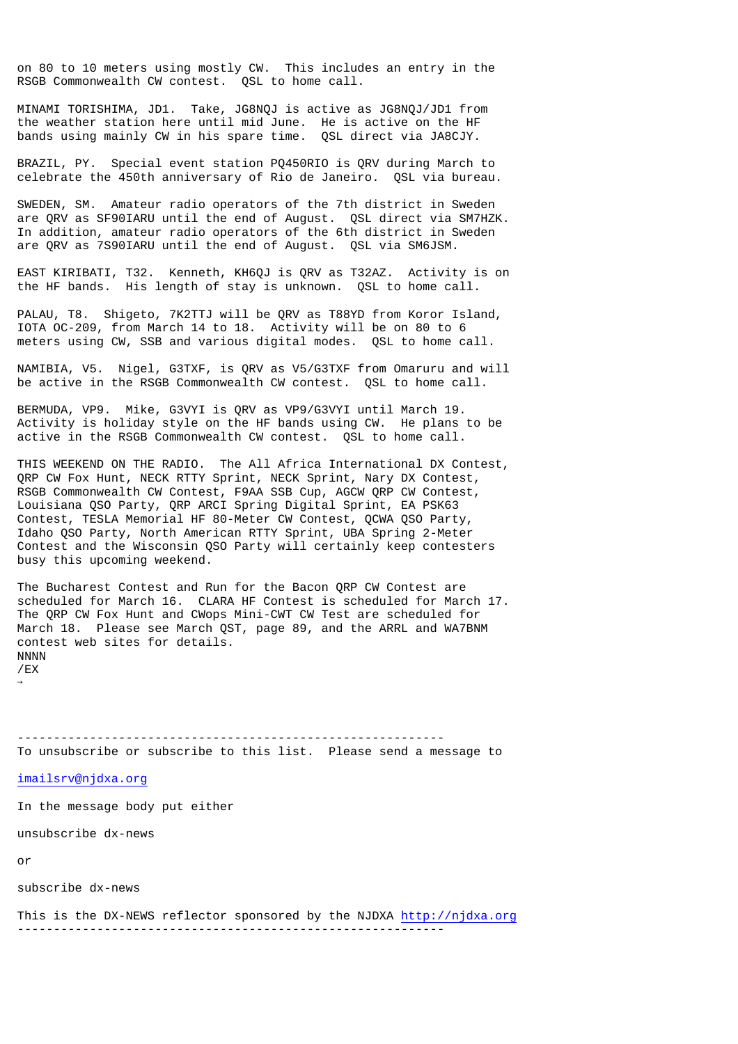on 80 to 10 meters using mostly CW. This includes an entry in the RSGB Commonwealth CW contest. QSL to home call.

MINAMI TORISHIMA, JD1. Take, JG8NQJ is active as JG8NQJ/JD1 from the weather station here until mid June. He is active on the HF bands using mainly CW in his spare time. QSL direct via JA8CJY.

BRAZIL, PY. Special event station PQ450RIO is QRV during March to celebrate the 450th anniversary of Rio de Janeiro. QSL via bureau.

SWEDEN, SM. Amateur radio operators of the 7th district in Sweden are QRV as SF90IARU until the end of August. QSL direct via SM7HZK. In addition, amateur radio operators of the 6th district in Sweden are QRV as 7S90IARU until the end of August. QSL via SM6JSM.

EAST KIRIBATI, T32. Kenneth, KH6QJ is QRV as T32AZ. Activity is on the HF bands. His length of stay is unknown. QSL to home call.

PALAU, T8. Shigeto, 7K2TTJ will be QRV as T88YD from Koror Island, IOTA OC-209, from March 14 to 18. Activity will be on 80 to 6 meters using CW, SSB and various digital modes. QSL to home call.

NAMIBIA, V5. Nigel, G3TXF, is QRV as V5/G3TXF from Omaruru and will be active in the RSGB Commonwealth CW contest. QSL to home call.

BERMUDA, VP9. Mike, G3VYI is QRV as VP9/G3VYI until March 19. Activity is holiday style on the HF bands using CW. He plans to be active in the RSGB Commonwealth CW contest. QSL to home call.

THIS WEEKEND ON THE RADIO. The All Africa International DX Contest, QRP CW Fox Hunt, NECK RTTY Sprint, NECK Sprint, Nary DX Contest, RSGB Commonwealth CW Contest, F9AA SSB Cup, AGCW QRP CW Contest, Louisiana QSO Party, QRP ARCI Spring Digital Sprint, EA PSK63 Contest, TESLA Memorial HF 80-Meter CW Contest, QCWA QSO Party, Idaho QSO Party, North American RTTY Sprint, UBA Spring 2-Meter Contest and the Wisconsin QSO Party will certainly keep contesters busy this upcoming weekend.

The Bucharest Contest and Run for the Bacon QRP CW Contest are scheduled for March 16. CLARA HF Contest is scheduled for March 17. The QRP CW Fox Hunt and CWops Mini-CWT CW Test are scheduled for March 18. Please see March QST, page 89, and the ARRL and WA7BNM contest web sites for details.
NNNN
/EX
→

---

To unsubscribe or subscribe to this list. Please send a message to

imailsrv@njdxa.org

In the message body put either

unsubscribe dx-news

or

subscribe dx-news

This is the DX-NEWS reflector sponsored by the NJDXA http://njdxa.org

---